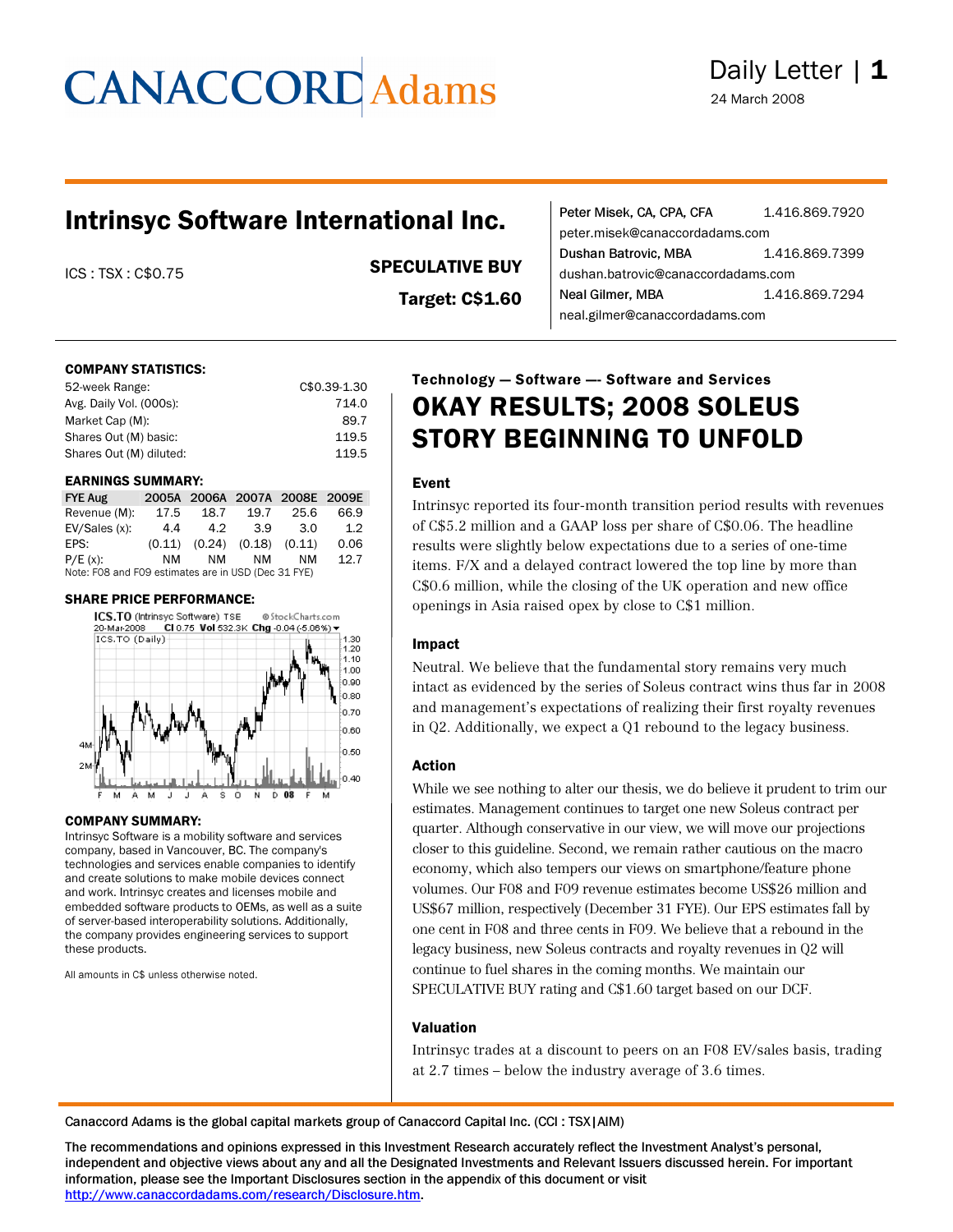CANACCORD Adams

Daily Letter | 1

24 March 2008

# Intrinsyc Software International Inc.

ICS : TSX : C$0.75

**SPECULATIVE BUY**

**Target: C$1.60**

Peter Misek, CA, CPA, CFA 1.416.869.7920
peter.misek@canaccordadams.com
Dushan Batrovic, MBA 1.416.869.7399
dushan.batrovic@canaccordadams.com
Neal Gilmer, MBA 1.416.869.7294
neal.gilmer@canaccordadams.com

**COMPANY STATISTICS:**

| | |
|---|---|
| 52-week Range: | C$0.39-1.30 |
| Avg. Daily Vol. (000s): | 714.0 |
| Market Cap (M): | 89.7 |
| Shares Out (M) basic: | 119.5 |
| Shares Out (M) diluted: | 119.5 |

**EARNINGS SUMMARY:**

| FYE Aug | 2005A | 2006A | 2007A | 2008E | 2009E |
|---|---|---|---|---|---|
| Revenue (M): | 17.5 | 18.7 | 19.7 | 25.6 | 66.9 |
| EV/Sales (x): | 4.4 | 4.2 | 3.9 | 3.0 | 1.2 |
| EPS: | (0.11) | (0.24) | (0.18) | (0.11) | 0.06 |
| P/E (x): | NM | NM | NM | NM | 12.7 |

Note: F08 and F09 estimates are in USD (Dec 31 FYE)

**SHARE PRICE PERFORMANCE:**

**COMPANY SUMMARY:**

Intrinsyc Software is a mobility software and services company, based in Vancouver, BC. The company's technologies and services enable companies to identify and create solutions to make mobile devices connect and work. Intrinsyc creates and licenses mobile and embedded software products to OEMs, as well as a suite of server-based interoperability solutions. Additionally, the company provides engineering services to support these products.

All amounts in C$ unless otherwise noted.

**Technology — Software —- Software and Services**

## OKAY RESULTS; 2008 SOLEUS STORY BEGINNING TO UNFOLD

### Event

Intrinsyc reported its four-month transition period results with revenues of C$5.2 million and a GAAP loss per share of C$0.06. The headline results were slightly below expectations due to a series of one-time items. F/X and a delayed contract lowered the top line by more than C$0.6 million, while the closing of the UK operation and new office openings in Asia raised opex by close to C$1 million.

### Impact

Neutral. We believe that the fundamental story remains very much intact as evidenced by the series of Soleus contract wins thus far in 2008 and management's expectations of realizing their first royalty revenues in Q2. Additionally, we expect a Q1 rebound to the legacy business.

### Action

While we see nothing to alter our thesis, we do believe it prudent to trim our estimates. Management continues to target one new Soleus contract per quarter. Although conservative in our view, we will move our projections closer to this guideline. Second, we remain rather cautious on the macro economy, which also tempers our views on smartphone/feature phone volumes. Our F08 and F09 revenue estimates become US$26 million and US$67 million, respectively (December 31 FYE). Our EPS estimates fall by one cent in F08 and three cents in F09. We believe that a rebound in the legacy business, new Soleus contracts and royalty revenues in Q2 will continue to fuel shares in the coming months. We maintain our SPECULATIVE BUY rating and C$1.60 target based on our DCF.

### Valuation

Intrinsyc trades at a discount to peers on an F08 EV/sales basis, trading at 2.7 times – below the industry average of 3.6 times.

Canaccord Adams is the global capital markets group of Canaccord Capital Inc. (CCI : TSX|AIM)

The recommendations and opinions expressed in this Investment Research accurately reflect the Investment Analyst's personal, independent and objective views about any and all the Designated Investments and Relevant Issuers discussed herein. For important information, please see the Important Disclosures section in the appendix of this document or visit http://www.canaccordadams.com/research/Disclosure.htm.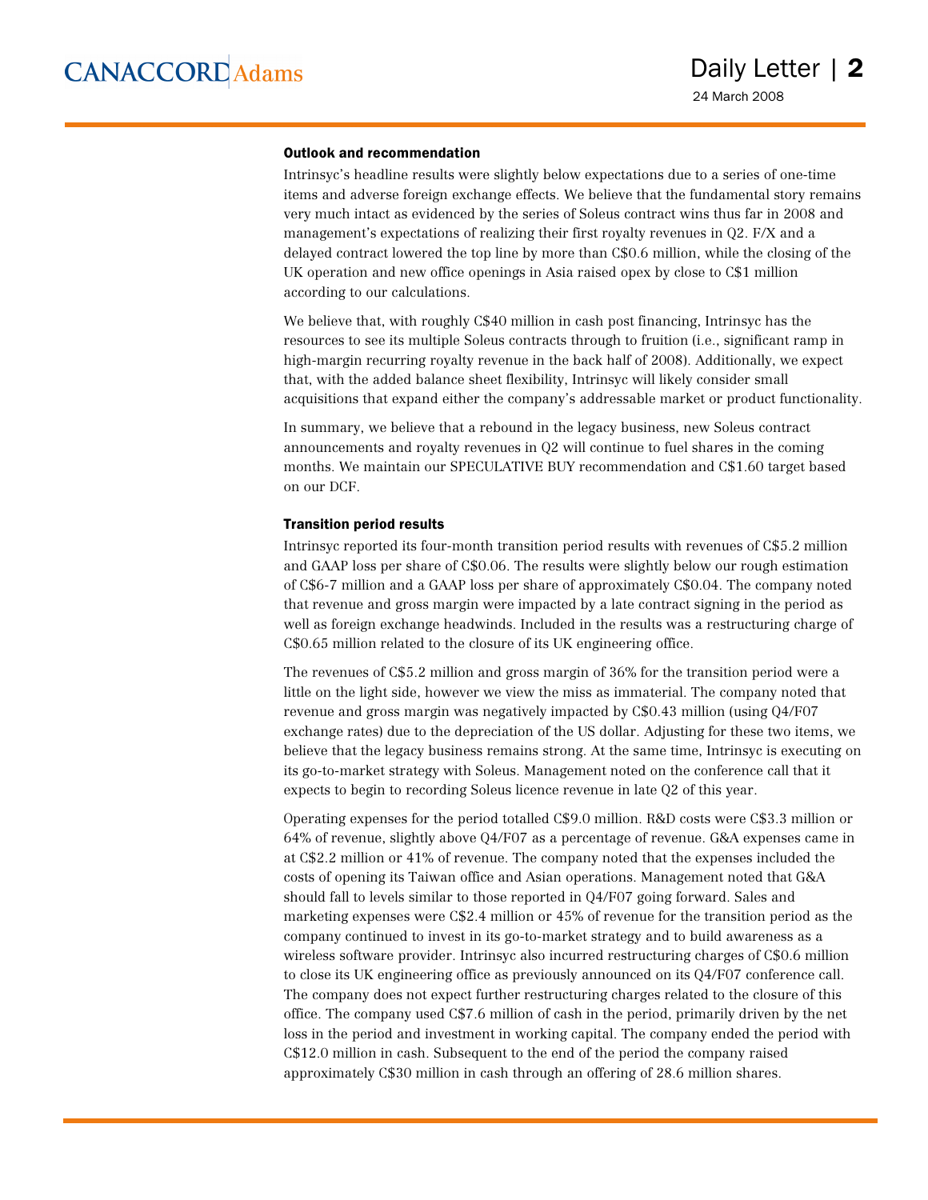#### Outlook and recommendation

Intrinsyc's headline results were slightly below expectations due to a series of one-time items and adverse foreign exchange effects. We believe that the fundamental story remains very much intact as evidenced by the series of Soleus contract wins thus far in 2008 and management's expectations of realizing their first royalty revenues in Q2. F/X and a delayed contract lowered the top line by more than C$0.6 million, while the closing of the UK operation and new office openings in Asia raised opex by close to C$1 million according to our calculations.

We believe that, with roughly C$40 million in cash post financing, Intrinsyc has the resources to see its multiple Soleus contracts through to fruition (i.e., significant ramp in high-margin recurring royalty revenue in the back half of 2008). Additionally, we expect that, with the added balance sheet flexibility, Intrinsyc will likely consider small acquisitions that expand either the company's addressable market or product functionality.

In summary, we believe that a rebound in the legacy business, new Soleus contract announcements and royalty revenues in Q2 will continue to fuel shares in the coming months. We maintain our SPECULATIVE BUY recommendation and C$1.60 target based on our DCF.

#### Transition period results

Intrinsyc reported its four-month transition period results with revenues of C$5.2 million and GAAP loss per share of C$0.06. The results were slightly below our rough estimation of C$6-7 million and a GAAP loss per share of approximately C$0.04. The company noted that revenue and gross margin were impacted by a late contract signing in the period as well as foreign exchange headwinds. Included in the results was a restructuring charge of C$0.65 million related to the closure of its UK engineering office.

The revenues of C$5.2 million and gross margin of 36% for the transition period were a little on the light side, however we view the miss as immaterial. The company noted that revenue and gross margin was negatively impacted by C$0.43 million (using Q4/F07 exchange rates) due to the depreciation of the US dollar. Adjusting for these two items, we believe that the legacy business remains strong. At the same time, Intrinsyc is executing on its go-to-market strategy with Soleus. Management noted on the conference call that it expects to begin to recording Soleus licence revenue in late Q2 of this year.

Operating expenses for the period totalled C$9.0 million. R&D costs were C$3.3 million or 64% of revenue, slightly above Q4/F07 as a percentage of revenue. G&A expenses came in at C$2.2 million or 41% of revenue. The company noted that the expenses included the costs of opening its Taiwan office and Asian operations. Management noted that G&A should fall to levels similar to those reported in Q4/F07 going forward. Sales and marketing expenses were C$2.4 million or 45% of revenue for the transition period as the company continued to invest in its go-to-market strategy and to build awareness as a wireless software provider. Intrinsyc also incurred restructuring charges of C$0.6 million to close its UK engineering office as previously announced on its Q4/F07 conference call. The company does not expect further restructuring charges related to the closure of this office. The company used C$7.6 million of cash in the period, primarily driven by the net loss in the period and investment in working capital. The company ended the period with C$12.0 million in cash. Subsequent to the end of the period the company raised approximately C$30 million in cash through an offering of 28.6 million shares.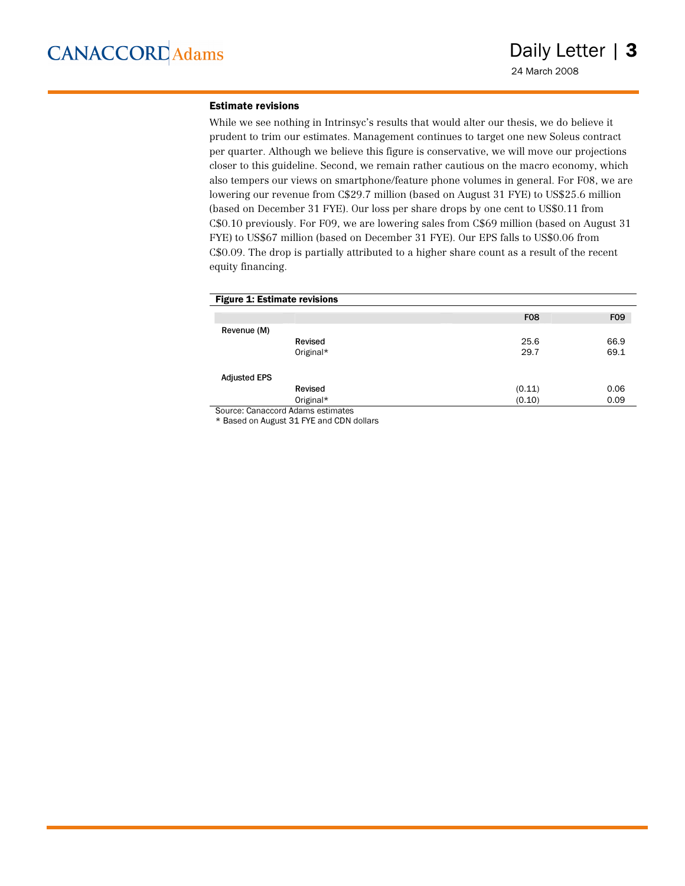### Estimate revisions

While we see nothing in Intrinsyc's results that would alter our thesis, we do believe it prudent to trim our estimates. Management continues to target one new Soleus contract per quarter. Although we believe this figure is conservative, we will move our projections closer to this guideline. Second, we remain rather cautious on the macro economy, which also tempers our views on smartphone/feature phone volumes in general. For F08, we are lowering our revenue from C$29.7 million (based on August 31 FYE) to US$25.6 million (based on December 31 FYE). Our loss per share drops by one cent to US$0.11 from C$0.10 previously. For F09, we are lowering sales from C$69 million (based on August 31 FYE) to US$67 million (based on December 31 FYE). Our EPS falls to US$0.06 from C$0.09. The drop is partially attributed to a higher share count as a result of the recent equity financing.

**Figure 1: Estimate revisions**

| | | F08 | F09 |
|---|---|---|---|
| Revenue (M) | | | |
| | Revised | 25.6 | 66.9 |
| | Original* | 29.7 | 69.1 |
| Adjusted EPS | | | |
| | Revised | (0.11) | 0.06 |
| | Original* | (0.10) | 0.09 |

Source: Canaccord Adams estimates

* Based on August 31 FYE and CDN dollars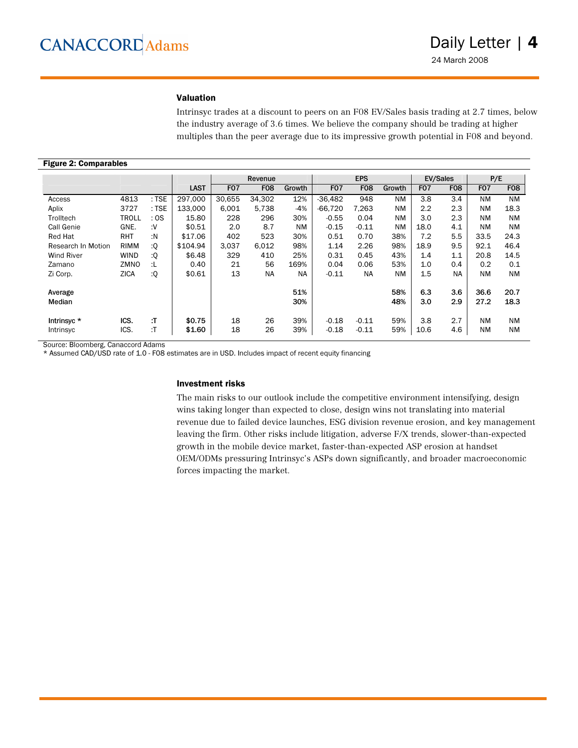## Valuation

Intrinsyc trades at a discount to peers on an F08 EV/Sales basis trading at 2.7 times, below the industry average of 3.6 times. We believe the company should be trading at higher multiples than the peer average due to its impressive growth potential in F08 and beyond.

**Figure 2: Comparables**

| | | | | Revenue | | | EPS | | | EV/Sales | | P/E | |
|---|---|---|---|---|---|---|---|---|---|---|---|---|---|
| | | | LAST | F07 | F08 | Growth | F07 | F08 | Growth | F07 | F08 | F07 | F08 |
| Access | 4813 | : TSE | 297,000 | 30,655 | 34,302 | 12% | -36,482 | 948 | NM | 3.8 | 3.4 | NM | NM |
| Aplix | 3727 | : TSE | 133,000 | 6,001 | 5,738 | -4% | -66,720 | 7,263 | NM | 2.2 | 2.3 | NM | 18.3 |
| Trolltech | TROLL | : OS | 15.80 | 228 | 296 | 30% | -0.55 | 0.04 | NM | 3.0 | 2.3 | NM | NM |
| Call Genie | GNE. | :V | $0.51 | 2.0 | 8.7 | NM | -0.15 | -0.11 | NM | 18.0 | 4.1 | NM | NM |
| Red Hat | RHT | :N | $17.06 | 402 | 523 | 30% | 0.51 | 0.70 | 38% | 7.2 | 5.5 | 33.5 | 24.3 |
| Research In Motion | RIMM | :Q | $104.94 | 3,037 | 6,012 | 98% | 1.14 | 2.26 | 98% | 18.9 | 9.5 | 92.1 | 46.4 |
| Wind River | WIND | :Q | $6.48 | 329 | 410 | 25% | 0.31 | 0.45 | 43% | 1.4 | 1.1 | 20.8 | 14.5 |
| Zamano | ZMNO | :L | 0.40 | 21 | 56 | 169% | 0.04 | 0.06 | 53% | 1.0 | 0.4 | 0.2 | 0.1 |
| Zi Corp. | ZICA | :Q | $0.61 | 13 | NA | NA | -0.11 | NA | NM | 1.5 | NA | NM | NM |
| **Average** | | | | | | **51%** | | | **58%** | **6.3** | **3.6** | **36.6** | **20.7** |
| **Median** | | | | | | **30%** | | | **48%** | **3.0** | **2.9** | **27.2** | **18.3** |
| **Intrinsyc \*** | **ICS.** | **:T** | **$0.75** | 18 | 26 | 39% | -0.18 | -0.11 | 59% | 3.8 | 2.7 | NM | NM |
| Intrinsyc | ICS. | :T | **$1.60** | 18 | 26 | 39% | -0.18 | -0.11 | 59% | 10.6 | 4.6 | NM | NM |

Source: Bloomberg, Canaccord Adams

\* Assumed CAD/USD rate of 1.0 - F08 estimates are in USD. Includes impact of recent equity financing

## Investment risks

The main risks to our outlook include the competitive environment intensifying, design wins taking longer than expected to close, design wins not translating into material revenue due to failed device launches, ESG division revenue erosion, and key management leaving the firm. Other risks include litigation, adverse F/X trends, slower-than-expected growth in the mobile device market, faster-than-expected ASP erosion at handset OEM/ODMs pressuring Intrinsyc's ASPs down significantly, and broader macroeconomic forces impacting the market.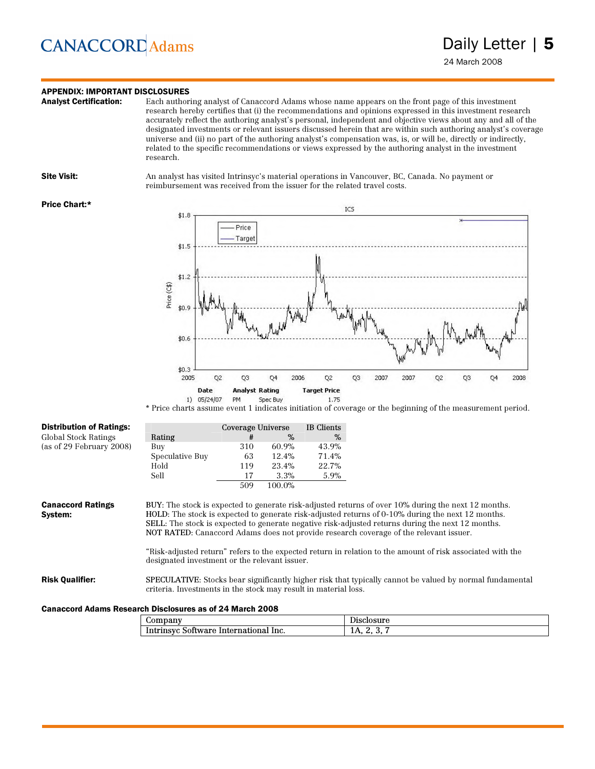## APPENDIX: IMPORTANT DISCLOSURES

**Analyst Certification:** Each authoring analyst of Canaccord Adams whose name appears on the front page of this investment research hereby certifies that (i) the recommendations and opinions expressed in this investment research accurately reflect the authoring analyst's personal, independent and objective views about any and all of the designated investments or relevant issuers discussed herein that are within such authoring analyst's coverage universe and (ii) no part of the authoring analyst's compensation was, is, or will be, directly or indirectly, related to the specific recommendations or views expressed by the authoring analyst in the investment research.

**Site Visit:** An analyst has visited Intrinsyc's material operations in Vancouver, BC, Canada. No payment or reimbursement was received from the issuer for the related travel costs.

**Price Chart:***

| | Date | Analyst | Rating | Target Price |
|---|---|---|---|---|
| 1) | 05/24/07 | PM | Spec Buy | 1.75 |

* Price charts assume event 1 indicates initiation of coverage or the beginning of the measurement period.

**Distribution of Ratings:**
Global Stock Ratings
(as of 29 February 2008)

| Rating | Coverage Universe # | Coverage Universe % | IB Clients % |
|---|---|---|---|
| Buy | 310 | 60.9% | 43.9% |
| Speculative Buy | 63 | 12.4% | 71.4% |
| Hold | 119 | 23.4% | 22.7% |
| Sell | 17 | 3.3% | 5.9% |
| | 509 | 100.0% | |

**Canaccord Ratings System:**

BUY: The stock is expected to generate risk-adjusted returns of over 10% during the next 12 months.
HOLD: The stock is expected to generate risk-adjusted returns of 0-10% during the next 12 months.
SELL: The stock is expected to generate negative risk-adjusted returns during the next 12 months.
NOT RATED: Canaccord Adams does not provide research coverage of the relevant issuer.

"Risk-adjusted return" refers to the expected return in relation to the amount of risk associated with the designated investment or the relevant issuer.

**Risk Qualifier:** SPECULATIVE: Stocks bear significantly higher risk that typically cannot be valued by normal fundamental criteria. Investments in the stock may result in material loss.

**Canaccord Adams Research Disclosures as of 24 March 2008**

| Company | Disclosure |
|---|---|
| Intrinsyc Software International Inc. | 1A, 2, 3, 7 |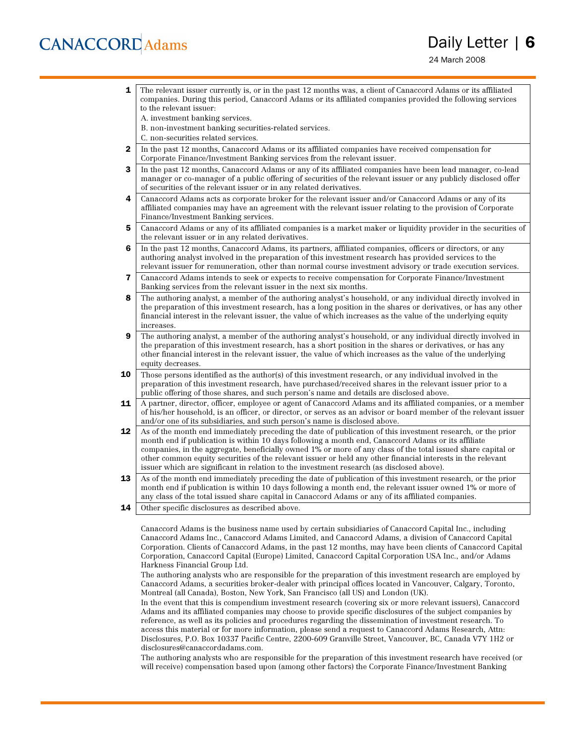| | |
|---|---|
| **1** | The relevant issuer currently is, or in the past 12 months was, a client of Canaccord Adams or its affiliated companies. During this period, Canaccord Adams or its affiliated companies provided the following services to the relevant issuer:<br>A. investment banking services.<br>B. non-investment banking securities-related services.<br>C. non-securities related services. |
| **2** | In the past 12 months, Canaccord Adams or its affiliated companies have received compensation for Corporate Finance/Investment Banking services from the relevant issuer. |
| **3** | In the past 12 months, Canaccord Adams or any of its affiliated companies have been lead manager, co-lead manager or co-manager of a public offering of securities of the relevant issuer or any publicly disclosed offer of securities of the relevant issuer or in any related derivatives. |
| **4** | Canaccord Adams acts as corporate broker for the relevant issuer and/or Canaccord Adams or any of its affiliated companies may have an agreement with the relevant issuer relating to the provision of Corporate Finance/Investment Banking services. |
| **5** | Canaccord Adams or any of its affiliated companies is a market maker or liquidity provider in the securities of the relevant issuer or in any related derivatives. |
| **6** | In the past 12 months, Canaccord Adams, its partners, affiliated companies, officers or directors, or any authoring analyst involved in the preparation of this investment research has provided services to the relevant issuer for remuneration, other than normal course investment advisory or trade execution services. |
| **7** | Canaccord Adams intends to seek or expects to receive compensation for Corporate Finance/Investment Banking services from the relevant issuer in the next six months. |
| **8** | The authoring analyst, a member of the authoring analyst's household, or any individual directly involved in the preparation of this investment research, has a long position in the shares or derivatives, or has any other financial interest in the relevant issuer, the value of which increases as the value of the underlying equity increases. |
| **9** | The authoring analyst, a member of the authoring analyst's household, or any individual directly involved in the preparation of this investment research, has a short position in the shares or derivatives, or has any other financial interest in the relevant issuer, the value of which increases as the value of the underlying equity decreases. |
| **10** | Those persons identified as the author(s) of this investment research, or any individual involved in the preparation of this investment research, have purchased/received shares in the relevant issuer prior to a public offering of those shares, and such person's name and details are disclosed above. |
| **11** | A partner, director, officer, employee or agent of Canaccord Adams and its affiliated companies, or a member of his/her household, is an officer, or director, or serves as an advisor or board member of the relevant issuer and/or one of its subsidiaries, and such person's name is disclosed above. |
| **12** | As of the month end immediately preceding the date of publication of this investment research, or the prior month end if publication is within 10 days following a month end, Canaccord Adams or its affiliate companies, in the aggregate, beneficially owned 1% or more of any class of the total issued share capital or other common equity securities of the relevant issuer or held any other financial interests in the relevant issuer which are significant in relation to the investment research (as disclosed above). |
| **13** | As of the month end immediately preceding the date of publication of this investment research, or the prior month end if publication is within 10 days following a month end, the relevant issuer owned 1% or more of any class of the total issued share capital in Canaccord Adams or any of its affiliated companies. |
| **14** | Other specific disclosures as described above. |

Canaccord Adams is the business name used by certain subsidiaries of Canaccord Capital Inc., including Canaccord Adams Inc., Canaccord Adams Limited, and Canaccord Adams, a division of Canaccord Capital Corporation. Clients of Canaccord Adams, in the past 12 months, may have been clients of Canaccord Capital Corporation, Canaccord Capital (Europe) Limited, Canaccord Capital Corporation USA Inc., and/or Adams Harkness Financial Group Ltd.

The authoring analysts who are responsible for the preparation of this investment research are employed by Canaccord Adams, a securities broker-dealer with principal offices located in Vancouver, Calgary, Toronto, Montreal (all Canada), Boston, New York, San Francisco (all US) and London (UK).

In the event that this is compendium investment research (covering six or more relevant issuers), Canaccord Adams and its affiliated companies may choose to provide specific disclosures of the subject companies by reference, as well as its policies and procedures regarding the dissemination of investment research. To access this material or for more information, please send a request to Canaccord Adams Research, Attn: Disclosures, P.O. Box 10337 Pacific Centre, 2200-609 Granville Street, Vancouver, BC, Canada V7Y 1H2 or disclosures@canaccordadams.com.

The authoring analysts who are responsible for the preparation of this investment research have received (or will receive) compensation based upon (among other factors) the Corporate Finance/Investment Banking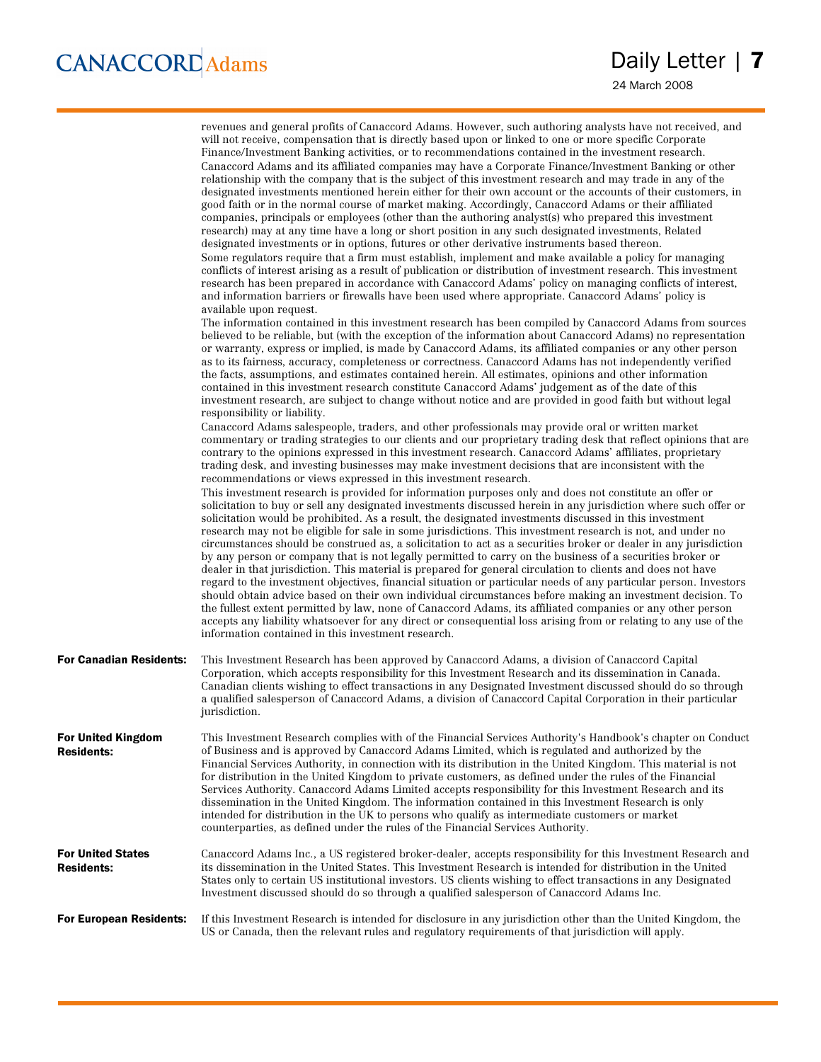revenues and general profits of Canaccord Adams. However, such authoring analysts have not received, and will not receive, compensation that is directly based upon or linked to one or more specific Corporate Finance/Investment Banking activities, or to recommendations contained in the investment research.

Canaccord Adams and its affiliated companies may have a Corporate Finance/Investment Banking or other relationship with the company that is the subject of this investment research and may trade in any of the designated investments mentioned herein either for their own account or the accounts of their customers, in good faith or in the normal course of market making. Accordingly, Canaccord Adams or their affiliated companies, principals or employees (other than the authoring analyst(s) who prepared this investment research) may at any time have a long or short position in any such designated investments, Related designated investments or in options, futures or other derivative instruments based thereon.

Some regulators require that a firm must establish, implement and make available a policy for managing conflicts of interest arising as a result of publication or distribution of investment research. This investment research has been prepared in accordance with Canaccord Adams' policy on managing conflicts of interest, and information barriers or firewalls have been used where appropriate. Canaccord Adams' policy is available upon request.

The information contained in this investment research has been compiled by Canaccord Adams from sources believed to be reliable, but (with the exception of the information about Canaccord Adams) no representation or warranty, express or implied, is made by Canaccord Adams, its affiliated companies or any other person as to its fairness, accuracy, completeness or correctness. Canaccord Adams has not independently verified the facts, assumptions, and estimates contained herein. All estimates, opinions and other information contained in this investment research constitute Canaccord Adams' judgement as of the date of this investment research, are subject to change without notice and are provided in good faith but without legal responsibility or liability.

Canaccord Adams salespeople, traders, and other professionals may provide oral or written market commentary or trading strategies to our clients and our proprietary trading desk that reflect opinions that are contrary to the opinions expressed in this investment research. Canaccord Adams' affiliates, proprietary trading desk, and investing businesses may make investment decisions that are inconsistent with the recommendations or views expressed in this investment research.

This investment research is provided for information purposes only and does not constitute an offer or solicitation to buy or sell any designated investments discussed herein in any jurisdiction where such offer or solicitation would be prohibited. As a result, the designated investments discussed in this investment research may not be eligible for sale in some jurisdictions. This investment research is not, and under no circumstances should be construed as, a solicitation to act as a securities broker or dealer in any jurisdiction by any person or company that is not legally permitted to carry on the business of a securities broker or dealer in that jurisdiction. This material is prepared for general circulation to clients and does not have regard to the investment objectives, financial situation or particular needs of any particular person. Investors should obtain advice based on their own individual circumstances before making an investment decision. To the fullest extent permitted by law, none of Canaccord Adams, its affiliated companies or any other person accepts any liability whatsoever for any direct or consequential loss arising from or relating to any use of the information contained in this investment research.

**For Canadian Residents:** This Investment Research has been approved by Canaccord Adams, a division of Canaccord Capital Corporation, which accepts responsibility for this Investment Research and its dissemination in Canada. Canadian clients wishing to effect transactions in any Designated Investment discussed should do so through a qualified salesperson of Canaccord Adams, a division of Canaccord Capital Corporation in their particular jurisdiction.

**For United Kingdom Residents:** This Investment Research complies with of the Financial Services Authority's Handbook's chapter on Conduct of Business and is approved by Canaccord Adams Limited, which is regulated and authorized by the Financial Services Authority, in connection with its distribution in the United Kingdom. This material is not for distribution in the United Kingdom to private customers, as defined under the rules of the Financial Services Authority. Canaccord Adams Limited accepts responsibility for this Investment Research and its dissemination in the United Kingdom. The information contained in this Investment Research is only intended for distribution in the UK to persons who qualify as intermediate customers or market counterparties, as defined under the rules of the Financial Services Authority.

**For United States Residents:** Canaccord Adams Inc., a US registered broker-dealer, accepts responsibility for this Investment Research and its dissemination in the United States. This Investment Research is intended for distribution in the United States only to certain US institutional investors. US clients wishing to effect transactions in any Designated Investment discussed should do so through a qualified salesperson of Canaccord Adams Inc.

**For European Residents:** If this Investment Research is intended for disclosure in any jurisdiction other than the United Kingdom, the US or Canada, then the relevant rules and regulatory requirements of that jurisdiction will apply.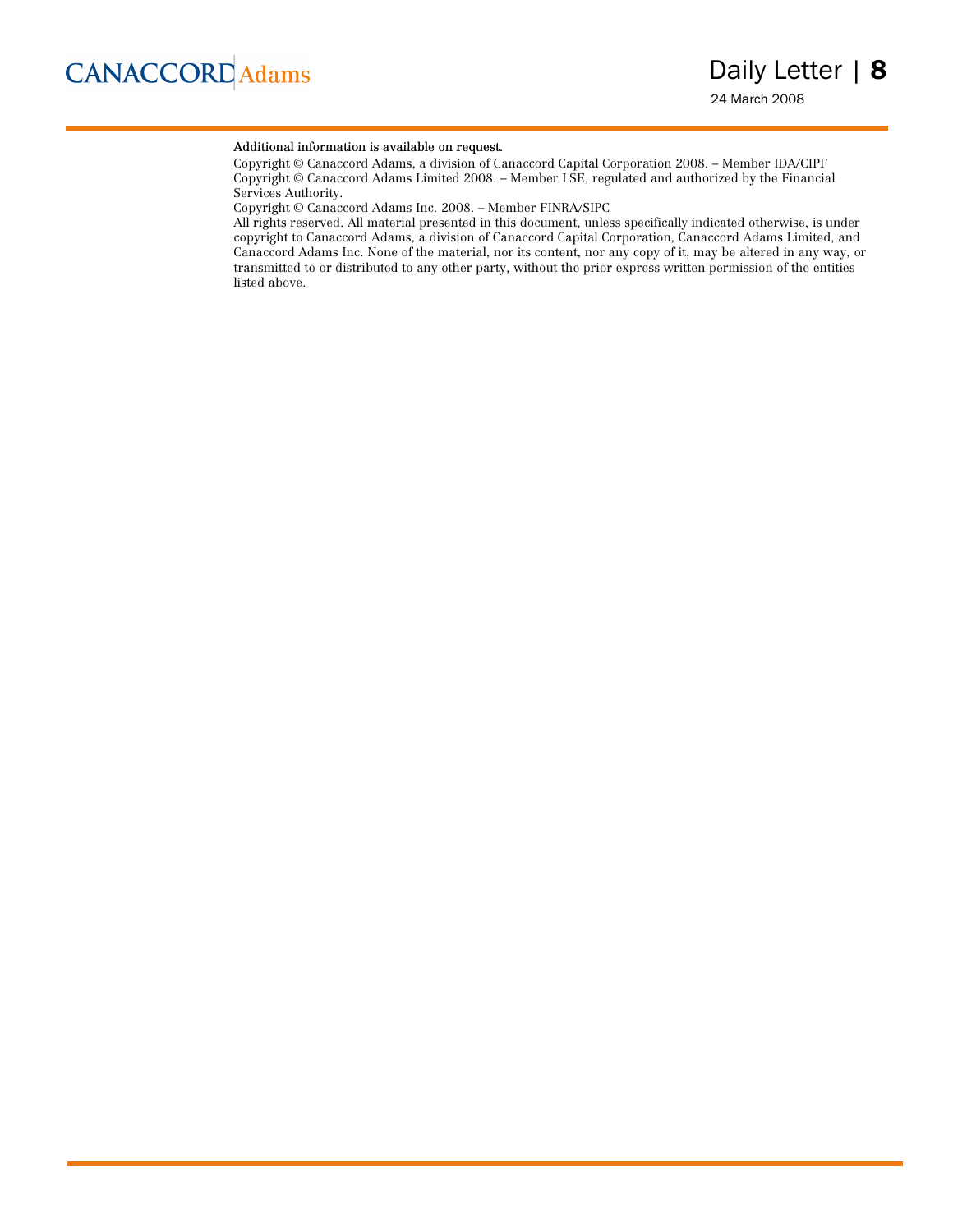Additional information is available on request.

Copyright © Canaccord Adams, a division of Canaccord Capital Corporation 2008. – Member IDA/CIPF
Copyright © Canaccord Adams Limited 2008. – Member LSE, regulated and authorized by the Financial Services Authority.
Copyright © Canaccord Adams Inc. 2008. – Member FINRA/SIPC
All rights reserved. All material presented in this document, unless specifically indicated otherwise, is under copyright to Canaccord Adams, a division of Canaccord Capital Corporation, Canaccord Adams Limited, and Canaccord Adams Inc. None of the material, nor its content, nor any copy of it, may be altered in any way, or transmitted to or distributed to any other party, without the prior express written permission of the entities listed above.